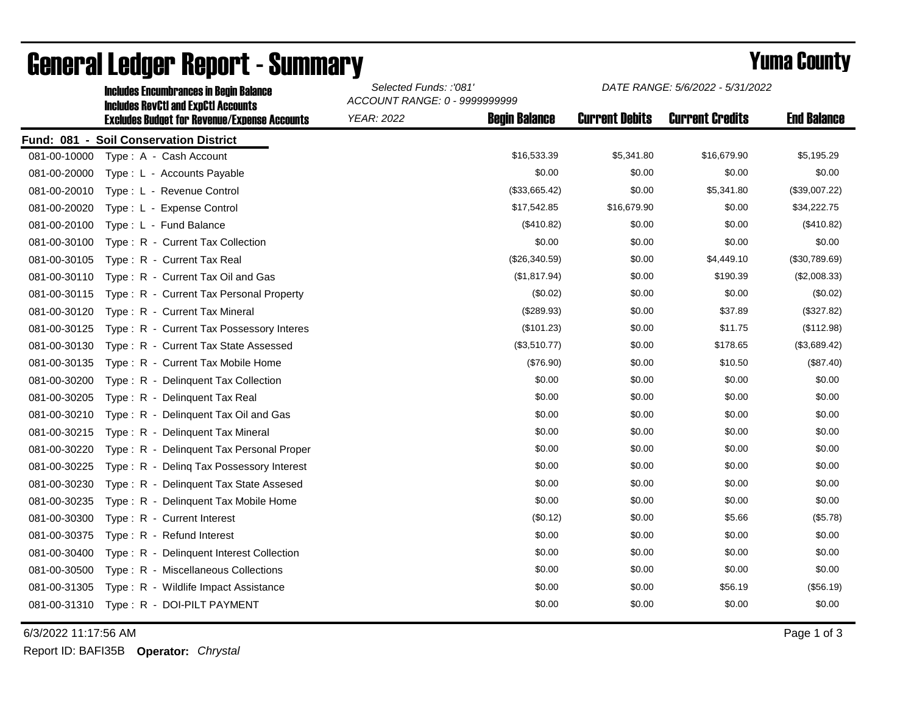# General Ledger Report - Summary

## Yuma County

**Includes Encumbrances in Begin Balance**
**Includes RevCtl and ExpCtl Accounts**
**Excludes Budget for Revenue/Expense Accounts**

*Selected Funds: :'081'*
*ACCOUNT RANGE: 0 - 9999999999*
*YEAR: 2022*

*DATE RANGE: 5/6/2022 - 5/31/2022*

**Fund: 081 - Soil Conservation District**

| Account | Description | Begin Balance | Current Debits | Current Credits | End Balance |
|---|---|---|---|---|---|
| 081-00-10000 | Type : A - Cash Account | $16,533.39 | $5,341.80 | $16,679.90 | $5,195.29 |
| 081-00-20000 | Type : L - Accounts Payable | $0.00 | $0.00 | $0.00 | $0.00 |
| 081-00-20010 | Type : L - Revenue Control | ($33,665.42) | $0.00 | $5,341.80 | ($39,007.22) |
| 081-00-20020 | Type : L - Expense Control | $17,542.85 | $16,679.90 | $0.00 | $34,222.75 |
| 081-00-20100 | Type : L - Fund Balance | ($410.82) | $0.00 | $0.00 | ($410.82) |
| 081-00-30100 | Type : R - Current Tax Collection | $0.00 | $0.00 | $0.00 | $0.00 |
| 081-00-30105 | Type : R - Current Tax Real | ($26,340.59) | $0.00 | $4,449.10 | ($30,789.69) |
| 081-00-30110 | Type : R - Current Tax Oil and Gas | ($1,817.94) | $0.00 | $190.39 | ($2,008.33) |
| 081-00-30115 | Type : R - Current Tax Personal Property | ($0.02) | $0.00 | $0.00 | ($0.02) |
| 081-00-30120 | Type : R - Current Tax Mineral | ($289.93) | $0.00 | $37.89 | ($327.82) |
| 081-00-30125 | Type : R - Current Tax Possessory Interes | ($101.23) | $0.00 | $11.75 | ($112.98) |
| 081-00-30130 | Type : R - Current Tax State Assessed | ($3,510.77) | $0.00 | $178.65 | ($3,689.42) |
| 081-00-30135 | Type : R - Current Tax Mobile Home | ($76.90) | $0.00 | $10.50 | ($87.40) |
| 081-00-30200 | Type : R - Delinquent Tax Collection | $0.00 | $0.00 | $0.00 | $0.00 |
| 081-00-30205 | Type : R - Delinquent Tax Real | $0.00 | $0.00 | $0.00 | $0.00 |
| 081-00-30210 | Type : R - Delinquent Tax Oil and Gas | $0.00 | $0.00 | $0.00 | $0.00 |
| 081-00-30215 | Type : R - Delinquent Tax Mineral | $0.00 | $0.00 | $0.00 | $0.00 |
| 081-00-30220 | Type : R - Delinquent Tax Personal Proper | $0.00 | $0.00 | $0.00 | $0.00 |
| 081-00-30225 | Type : R - Delinq Tax Possessory Interest | $0.00 | $0.00 | $0.00 | $0.00 |
| 081-00-30230 | Type : R - Delinquent Tax State Assesed | $0.00 | $0.00 | $0.00 | $0.00 |
| 081-00-30235 | Type : R - Delinquent Tax Mobile Home | $0.00 | $0.00 | $0.00 | $0.00 |
| 081-00-30300 | Type : R - Current Interest | ($0.12) | $0.00 | $5.66 | ($5.78) |
| 081-00-30375 | Type : R - Refund Interest | $0.00 | $0.00 | $0.00 | $0.00 |
| 081-00-30400 | Type : R - Delinquent Interest Collection | $0.00 | $0.00 | $0.00 | $0.00 |
| 081-00-30500 | Type : R - Miscellaneous Collections | $0.00 | $0.00 | $0.00 | $0.00 |
| 081-00-31305 | Type : R - Wildlife Impact Assistance | $0.00 | $0.00 | $56.19 | ($56.19) |
| 081-00-31310 | Type : R - DOI-PILT PAYMENT | $0.00 | $0.00 | $0.00 | $0.00 |

6/3/2022 11:17:56 AM

Report ID: BAFI35B **Operator:** *Chrystal*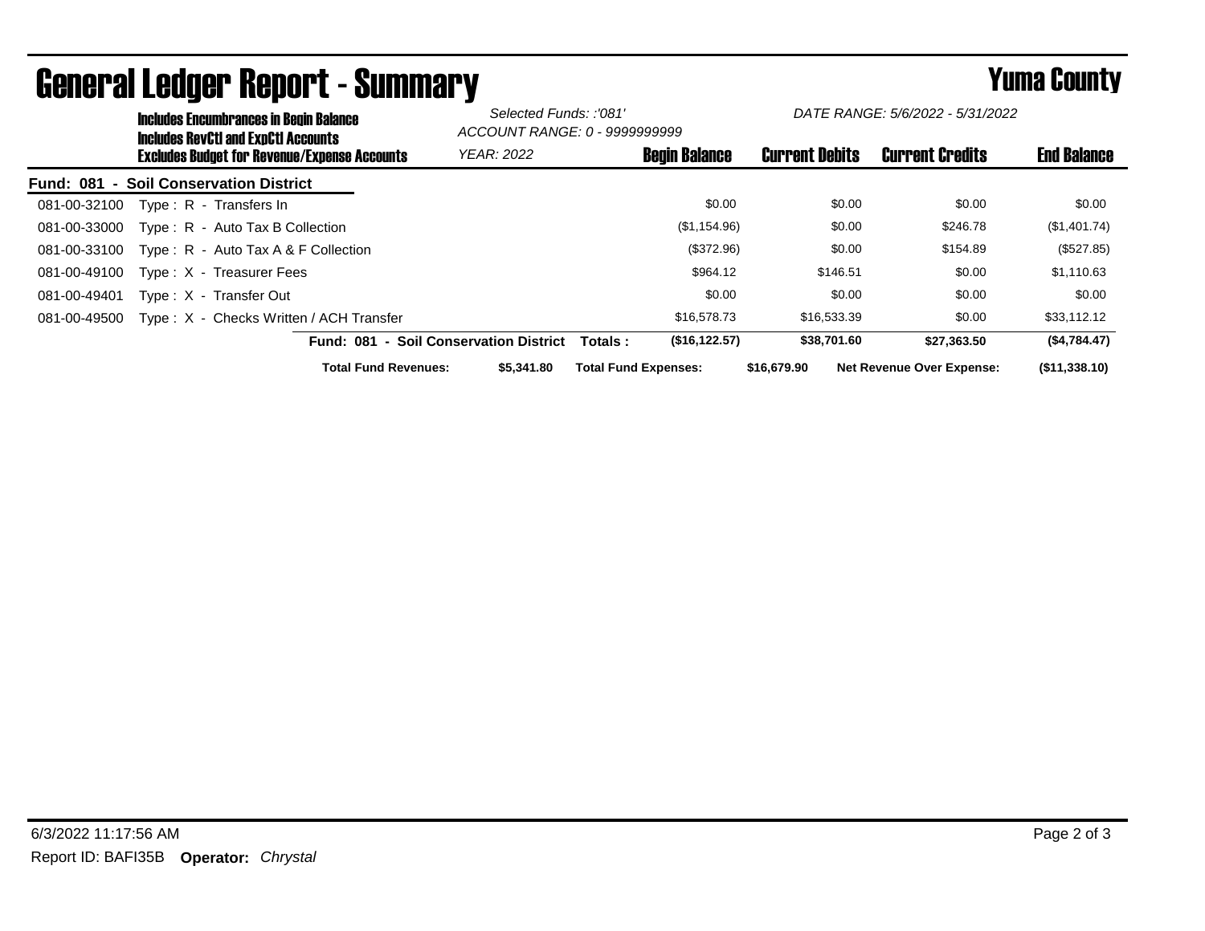# General Ledger Report - Summary

## Yuma County

**Includes Encumbrances in Begin Balance**
**Includes RevCtl and ExpCtl Accounts**
**Excludes Budget for Revenue/Expense Accounts**

*Selected Funds: :'081'*
*ACCOUNT RANGE: 0 - 9999999999*
*YEAR: 2022*

*DATE RANGE: 5/6/2022 - 5/31/2022*

**Fund: 081 - Soil Conservation District**

| Account | Description | Begin Balance | Current Debits | Current Credits | End Balance |
|---|---|---|---|---|---|
| 081-00-32100 | Type : R - Transfers In | $0.00 | $0.00 | $0.00 | $0.00 |
| 081-00-33000 | Type : R - Auto Tax B Collection | ($1,154.96) | $0.00 | $246.78 | ($1,401.74) |
| 081-00-33100 | Type : R - Auto Tax A & F Collection | ($372.96) | $0.00 | $154.89 | ($527.85) |
| 081-00-49100 | Type : X - Treasurer Fees | $964.12 | $146.51 | $0.00 | $1,110.63 |
| 081-00-49401 | Type : X - Transfer Out | $0.00 | $0.00 | $0.00 | $0.00 |
| 081-00-49500 | Type : X - Checks Written / ACH Transfer | $16,578.73 | $16,533.39 | $0.00 | $33,112.12 |
| | **Fund: 081 - Soil Conservation District Totals :** | **($16,122.57)** | **$38,701.60** | **$27,363.50** | **($4,784.47)** |

**Total Fund Revenues:** $5,341.80 **Total Fund Expenses:** $16,679.90 **Net Revenue Over Expense:** ($11,338.10)

6/3/2022 11:17:56 AM
Report ID: BAFI35B **Operator:** *Chrystal*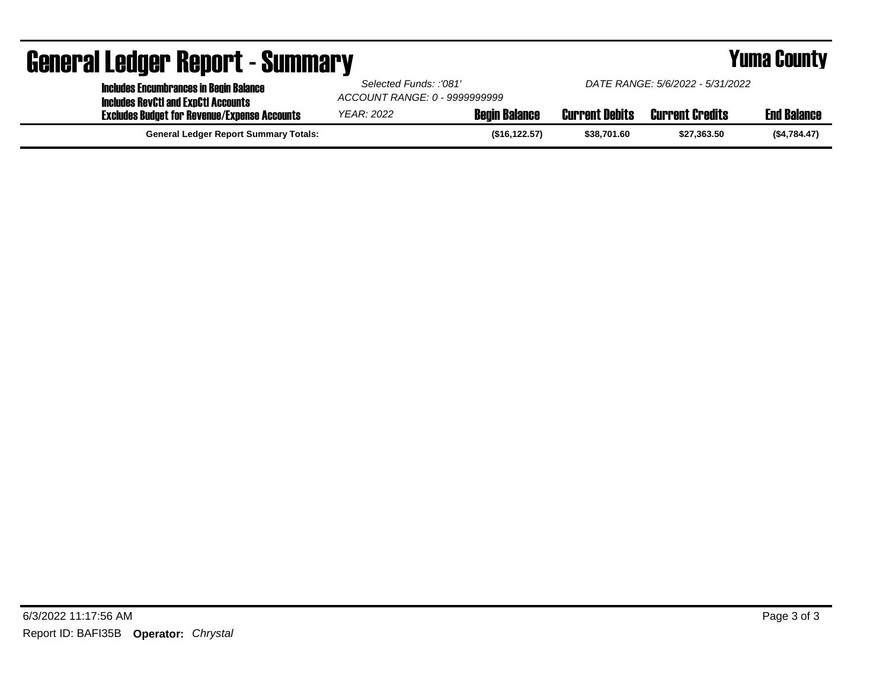# General Ledger Report - Summary

**Yuma County**

**Includes Encumbrances in Begin Balance**
**Includes RevCtl and ExpCtl Accounts**
**Excludes Budget for Revenue/Expense Accounts**

*Selected Funds: :'081'*
*ACCOUNT RANGE: 0 - 9999999999*
*YEAR: 2022*

*DATE RANGE: 5/6/2022 - 5/31/2022*

| | Begin Balance | Current Debits | Current Credits | End Balance |
|---|---|---|---|---|
| **General Ledger Report Summary Totals:** | **($16,122.57)** | **$38,701.60** | **$27,363.50** | **($4,784.47)** |

6/3/2022 11:17:56 AM

Report ID: BAFI35B **Operator:** *Chrystal*